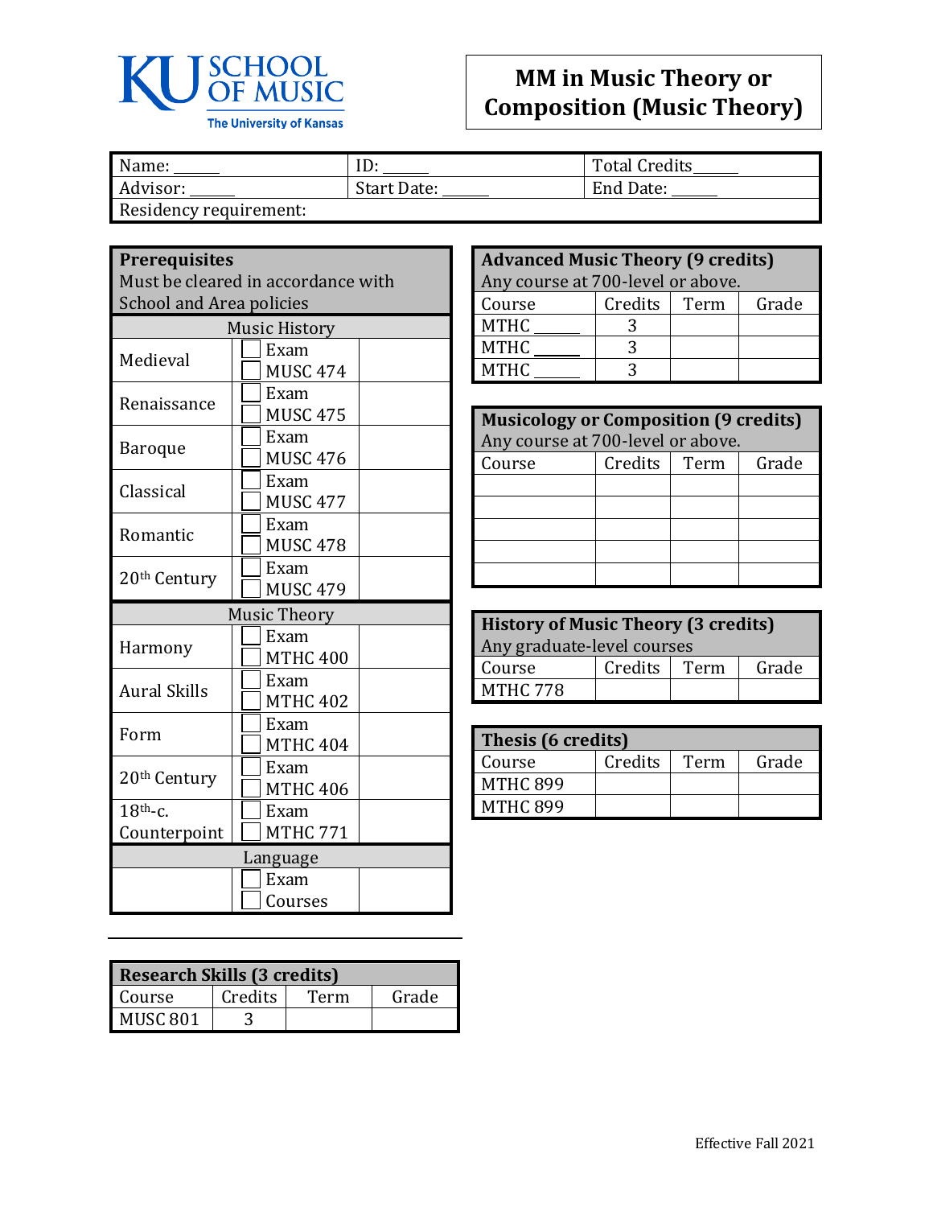KU SCHOOL OF MUSIC
The University of Kansas

# MM in Music Theory or Composition (Music Theory)

| Name: ______ | ID: ______ | Total Credits______ |
|---|---|---|
| Advisor: ______ | Start Date: ______ | End Date: ______ |
| Residency requirement: | | |

| **Prerequisites** Must be cleared in accordance with School and Area policies | | |
|---|---|---|
| Music History | | |
| Medieval | ☐ Exam ☐ MUSC 474 | |
| Renaissance | ☐ Exam ☐ MUSC 475 | |
| Baroque | ☐ Exam ☐ MUSC 476 | |
| Classical | ☐ Exam ☐ MUSC 477 | |
| Romantic | ☐ Exam ☐ MUSC 478 | |
| 20th Century | ☐ Exam ☐ MUSC 479 | |
| Music Theory | | |
| Harmony | ☐ Exam ☐ MTHC 400 | |
| Aural Skills | ☐ Exam ☐ MTHC 402 | |
| Form | ☐ Exam ☐ MTHC 404 | |
| 20th Century | ☐ Exam ☐ MTHC 406 | |
| 18th-c. Counterpoint | ☐ Exam ☐ MTHC 771 | |
| Language | | |
| | ☐ Exam ☐ Courses | |

| **Research Skills (3 credits)** | | | |
|---|---|---|---|
| Course | Credits | Term | Grade |
| MUSC 801 | 3 | | |

| **Advanced Music Theory (9 credits)** Any course at 700-level or above. | | | |
|---|---|---|---|
| Course | Credits | Term | Grade |
| MTHC ______ | 3 | | |
| MTHC ______ | 3 | | |
| MTHC ______ | 3 | | |

| **Musicology or Composition (9 credits)** Any course at 700-level or above. | | | |
|---|---|---|---|
| Course | Credits | Term | Grade |
| | | | |
| | | | |
| | | | |
| | | | |
| | | | |

| **History of Music Theory (3 credits)** Any graduate-level courses | | | |
|---|---|---|---|
| Course | Credits | Term | Grade |
| MTHC 778 | | | |

| **Thesis (6 credits)** | | | |
|---|---|---|---|
| Course | Credits | Term | Grade |
| MTHC 899 | | | |
| MTHC 899 | | | |

Effective Fall 2021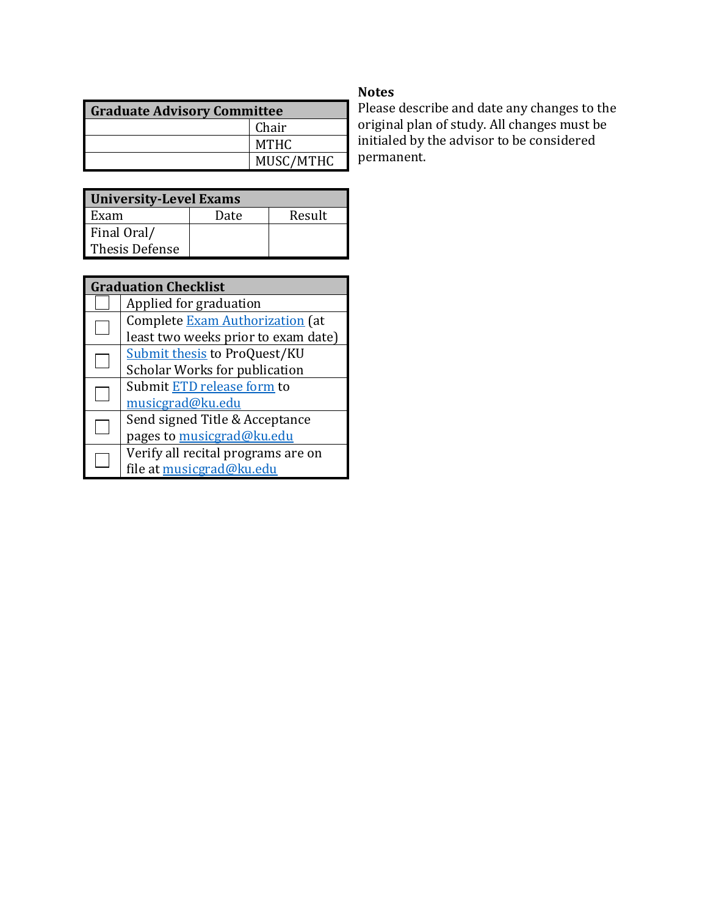| Graduate Advisory Committee | |
|---|---|
| | Chair |
| | MTHC |
| | MUSC/MTHC |

| University-Level Exams | | |
|---|---|---|
| Exam | Date | Result |
| Final Oral/ Thesis Defense | | |

| Graduation Checklist | |
|---|---|
| ☐ | Applied for graduation |
| ☐ | Complete Exam Authorization (at least two weeks prior to exam date) |
| ☐ | Submit thesis to ProQuest/KU Scholar Works for publication |
| ☐ | Submit ETD release form to musicgrad@ku.edu |
| ☐ | Send signed Title & Acceptance pages to musicgrad@ku.edu |
| ☐ | Verify all recital programs are on file at musicgrad@ku.edu |

**Notes**

Please describe and date any changes to the original plan of study. All changes must be initialed by the advisor to be considered permanent.